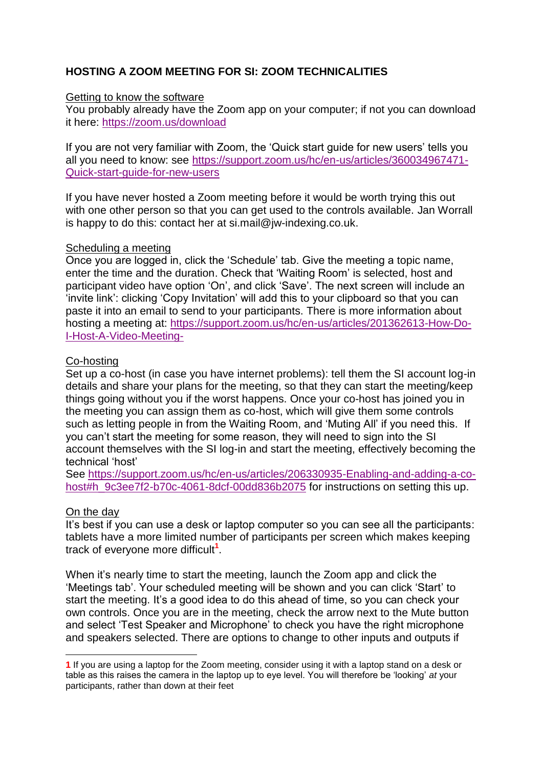## HOSTING A ZOOM MEETING FOR SI: ZOOM TECHNICALITIES

### Getting to know the software

You probably already have the Zoom app on your computer; if not you can download it here: https://zoom.us/download

If you are not very familiar with Zoom, the 'Quick start guide for new users' tells you all you need to know: see https://support.zoom.us/hc/en-us/articles/360034967471-Quick-start-guide-for-new-users

If you have never hosted a Zoom meeting before it would be worth trying this out with one other person so that you can get used to the controls available. Jan Worrall is happy to do this: contact her at si.mail@jw-indexing.co.uk.

### Scheduling a meeting

Once you are logged in, click the 'Schedule' tab. Give the meeting a topic name, enter the time and the duration. Check that 'Waiting Room' is selected, host and participant video have option 'On', and click 'Save'. The next screen will include an 'invite link': clicking 'Copy Invitation' will add this to your clipboard so that you can paste it into an email to send to your participants. There is more information about hosting a meeting at: https://support.zoom.us/hc/en-us/articles/201362613-How-Do-I-Host-A-Video-Meeting-

### Co-hosting

Set up a co-host (in case you have internet problems): tell them the SI account log-in details and share your plans for the meeting, so that they can start the meeting/keep things going without you if the worst happens. Once your co-host has joined you in the meeting you can assign them as co-host, which will give them some controls such as letting people in from the Waiting Room, and 'Muting All' if you need this. If you can't start the meeting for some reason, they will need to sign into the SI account themselves with the SI log-in and start the meeting, effectively becoming the technical 'host'

See https://support.zoom.us/hc/en-us/articles/206330935-Enabling-and-adding-a-co-host#h_9c3ee7f2-b70c-4061-8dcf-00dd836b2075 for instructions on setting this up.

### On the day

It's best if you can use a desk or laptop computer so you can see all the participants: tablets have a more limited number of participants per screen which makes keeping track of everyone more difficult[1].

When it's nearly time to start the meeting, launch the Zoom app and click the 'Meetings tab'. Your scheduled meeting will be shown and you can click 'Start' to start the meeting. It's a good idea to do this ahead of time, so you can check your own controls. Once you are in the meeting, check the arrow next to the Mute button and select 'Test Speaker and Microphone' to check you have the right microphone and speakers selected. There are options to change to other inputs and outputs if

---

[1] If you are using a laptop for the Zoom meeting, consider using it with a laptop stand on a desk or table as this raises the camera in the laptop up to eye level. You will therefore be 'looking' *at* your participants, rather than down at their feet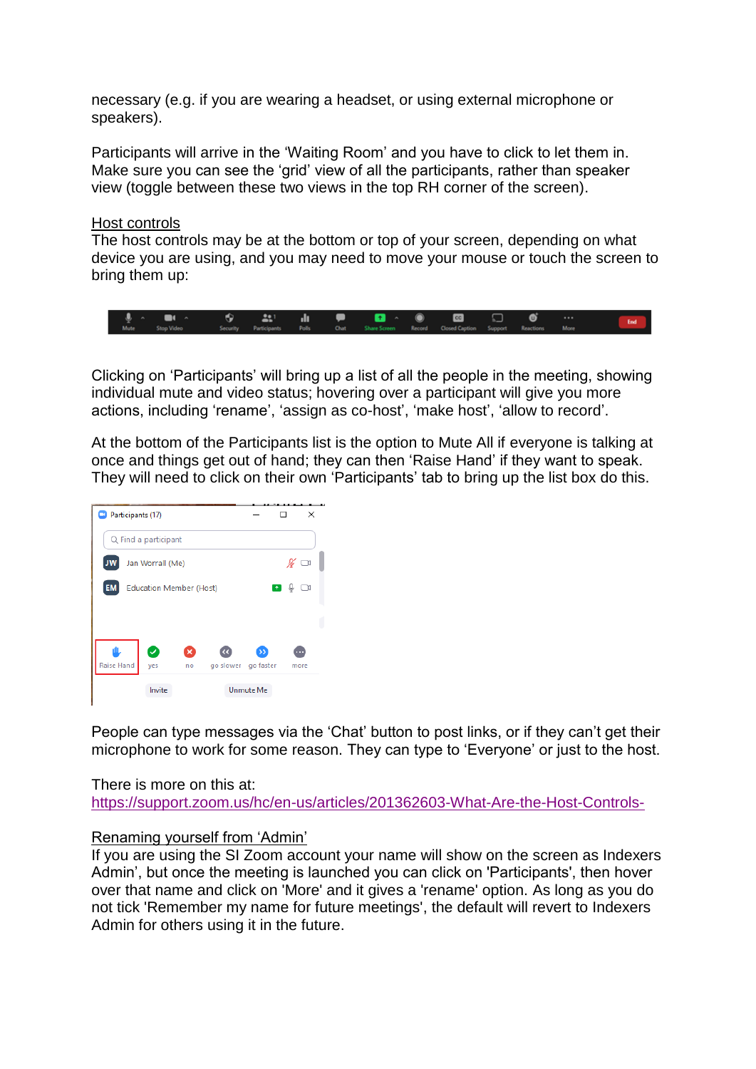necessary (e.g. if you are wearing a headset, or using external microphone or speakers).

Participants will arrive in the 'Waiting Room' and you have to click to let them in. Make sure you can see the 'grid' view of all the participants, rather than speaker view (toggle between these two views in the top RH corner of the screen).

## Host controls

The host controls may be at the bottom or top of your screen, depending on what device you are using, and you may need to move your mouse or touch the screen to bring them up:

Clicking on 'Participants' will bring up a list of all the people in the meeting, showing individual mute and video status; hovering over a participant will give you more actions, including 'rename', 'assign as co-host', 'make host', 'allow to record'.

At the bottom of the Participants list is the option to Mute All if everyone is talking at once and things get out of hand; they can then 'Raise Hand' if they want to speak. They will need to click on their own 'Participants' tab to bring up the list box do this.

People can type messages via the 'Chat' button to post links, or if they can't get their microphone to work for some reason. They can type to 'Everyone' or just to the host.

There is more on this at:
https://support.zoom.us/hc/en-us/articles/201362603-What-Are-the-Host-Controls-

## Renaming yourself from 'Admin'

If you are using the SI Zoom account your name will show on the screen as Indexers Admin', but once the meeting is launched you can click on 'Participants', then hover over that name and click on 'More' and it gives a 'rename' option. As long as you do not tick 'Remember my name for future meetings', the default will revert to Indexers Admin for others using it in the future.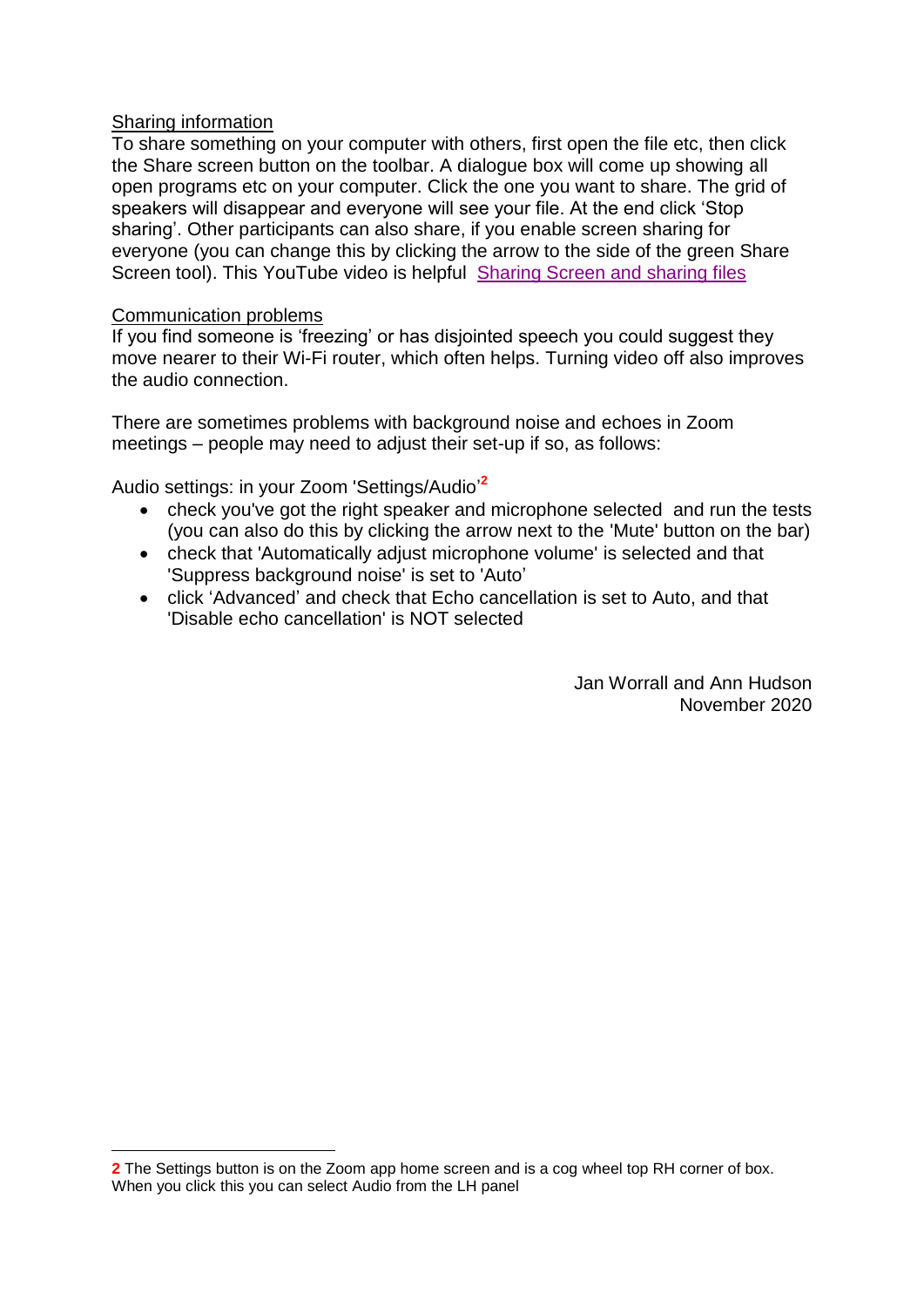Sharing information

To share something on your computer with others, first open the file etc, then click the Share screen button on the toolbar. A dialogue box will come up showing all open programs etc on your computer. Click the one you want to share. The grid of speakers will disappear and everyone will see your file. At the end click 'Stop sharing'. Other participants can also share, if you enable screen sharing for everyone (you can change this by clicking the arrow to the side of the green Share Screen tool). This YouTube video is helpful Sharing Screen and sharing files

Communication problems

If you find someone is 'freezing' or has disjointed speech you could suggest they move nearer to their Wi-Fi router, which often helps. Turning video off also improves the audio connection.

There are sometimes problems with background noise and echoes in Zoom meetings – people may need to adjust their set-up if so, as follows:

Audio settings: in your Zoom 'Settings/Audio'[2]

- check you've got the right speaker and microphone selected and run the tests (you can also do this by clicking the arrow next to the 'Mute' button on the bar)
- check that 'Automatically adjust microphone volume' is selected and that 'Suppress background noise' is set to 'Auto'
- click 'Advanced' and check that Echo cancellation is set to Auto, and that 'Disable echo cancellation' is NOT selected

Jan Worrall and Ann Hudson
November 2020

---

[2] The Settings button is on the Zoom app home screen and is a cog wheel top RH corner of box. When you click this you can select Audio from the LH panel